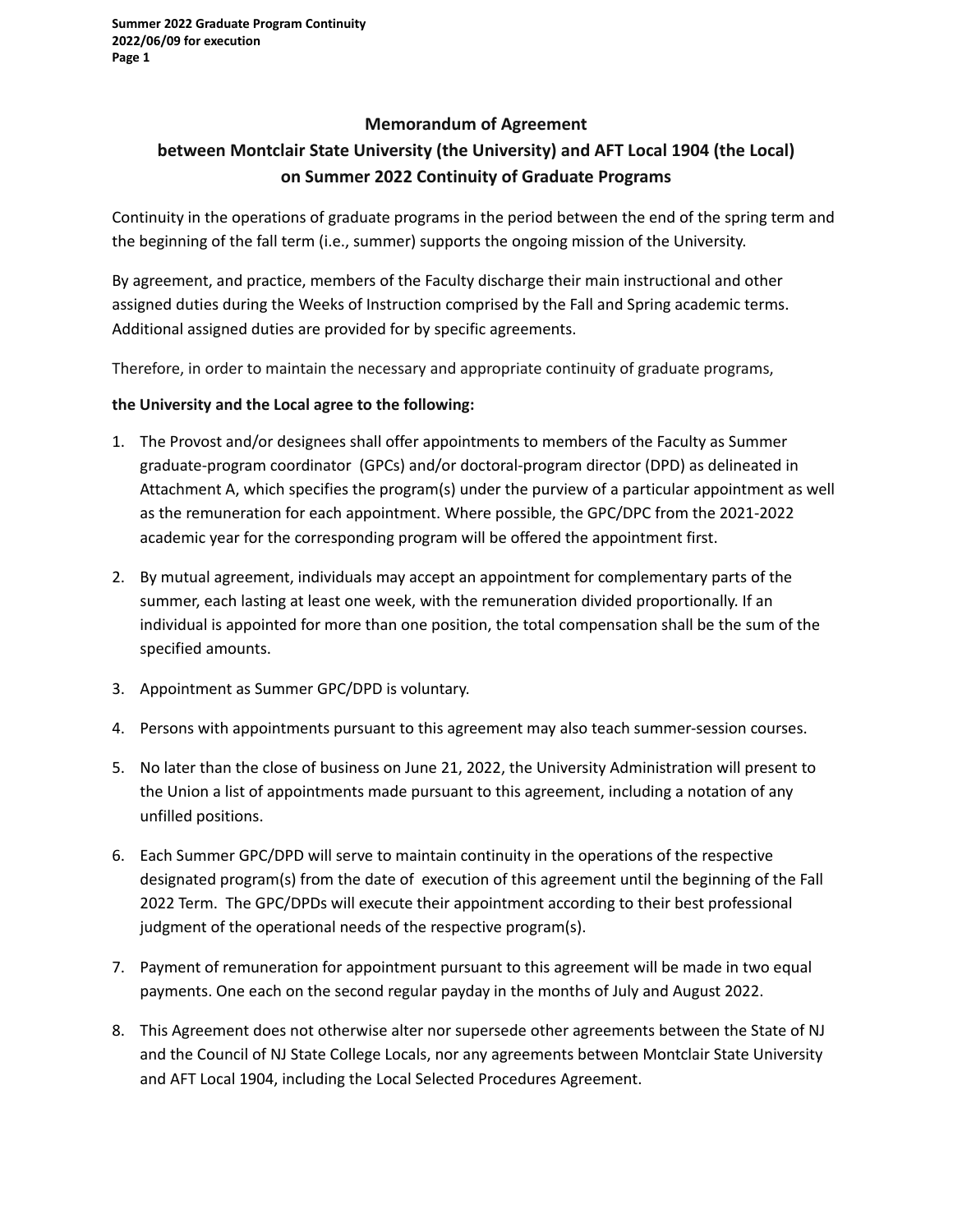# Memorandum of Agreement

## between Montclair State University (the University) and AFT Local 1904 (the Local) on Summer 2022 Continuity of Graduate Programs

Continuity in the operations of graduate programs in the period between the end of the spring term and the beginning of the fall term (i.e., summer) supports the ongoing mission of the University.

By agreement, and practice, members of the Faculty discharge their main instructional and other assigned duties during the Weeks of Instruction comprised by the Fall and Spring academic terms. Additional assigned duties are provided for by specific agreements.

Therefore, in order to maintain the necessary and appropriate continuity of graduate programs,

**the University and the Local agree to the following:**

1. The Provost and/or designees shall offer appointments to members of the Faculty as Summer graduate-program coordinator (GPCs) and/or doctoral-program director (DPD) as delineated in Attachment A, which specifies the program(s) under the purview of a particular appointment as well as the remuneration for each appointment. Where possible, the GPC/DPC from the 2021-2022 academic year for the corresponding program will be offered the appointment first.
2. By mutual agreement, individuals may accept an appointment for complementary parts of the summer, each lasting at least one week, with the remuneration divided proportionally. If an individual is appointed for more than one position, the total compensation shall be the sum of the specified amounts.
3. Appointment as Summer GPC/DPD is voluntary.
4. Persons with appointments pursuant to this agreement may also teach summer-session courses.
5. No later than the close of business on June 21, 2022, the University Administration will present to the Union a list of appointments made pursuant to this agreement, including a notation of any unfilled positions.
6. Each Summer GPC/DPD will serve to maintain continuity in the operations of the respective designated program(s) from the date of execution of this agreement until the beginning of the Fall 2022 Term. The GPC/DPDs will execute their appointment according to their best professional judgment of the operational needs of the respective program(s).
7. Payment of remuneration for appointment pursuant to this agreement will be made in two equal payments. One each on the second regular payday in the months of July and August 2022.
8. This Agreement does not otherwise alter nor supersede other agreements between the State of NJ and the Council of NJ State College Locals, nor any agreements between Montclair State University and AFT Local 1904, including the Local Selected Procedures Agreement.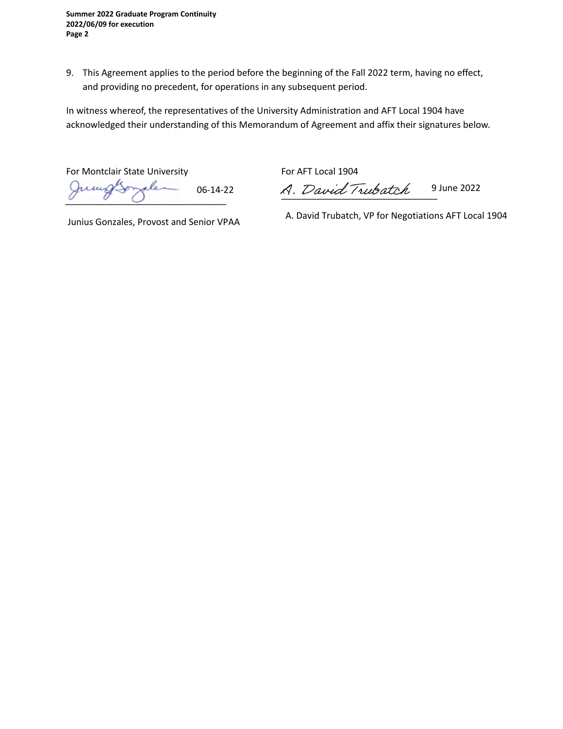9. This Agreement applies to the period before the beginning of the Fall 2022 term, having no effect, and providing no precedent, for operations in any subsequent period.

In witness whereof, the representatives of the University Administration and AFT Local 1904 have acknowledged their understanding of this Memorandum of Agreement and affix their signatures below.

| For Montclair State University | For AFT Local 1904 |
|---|---|
| _______________________ 06-14-22 | A. David Trubatch _______________________ 9 June 2022 |
| Junius Gonzales, Provost and Senior VPAA | A. David Trubatch, VP for Negotiations AFT Local 1904 |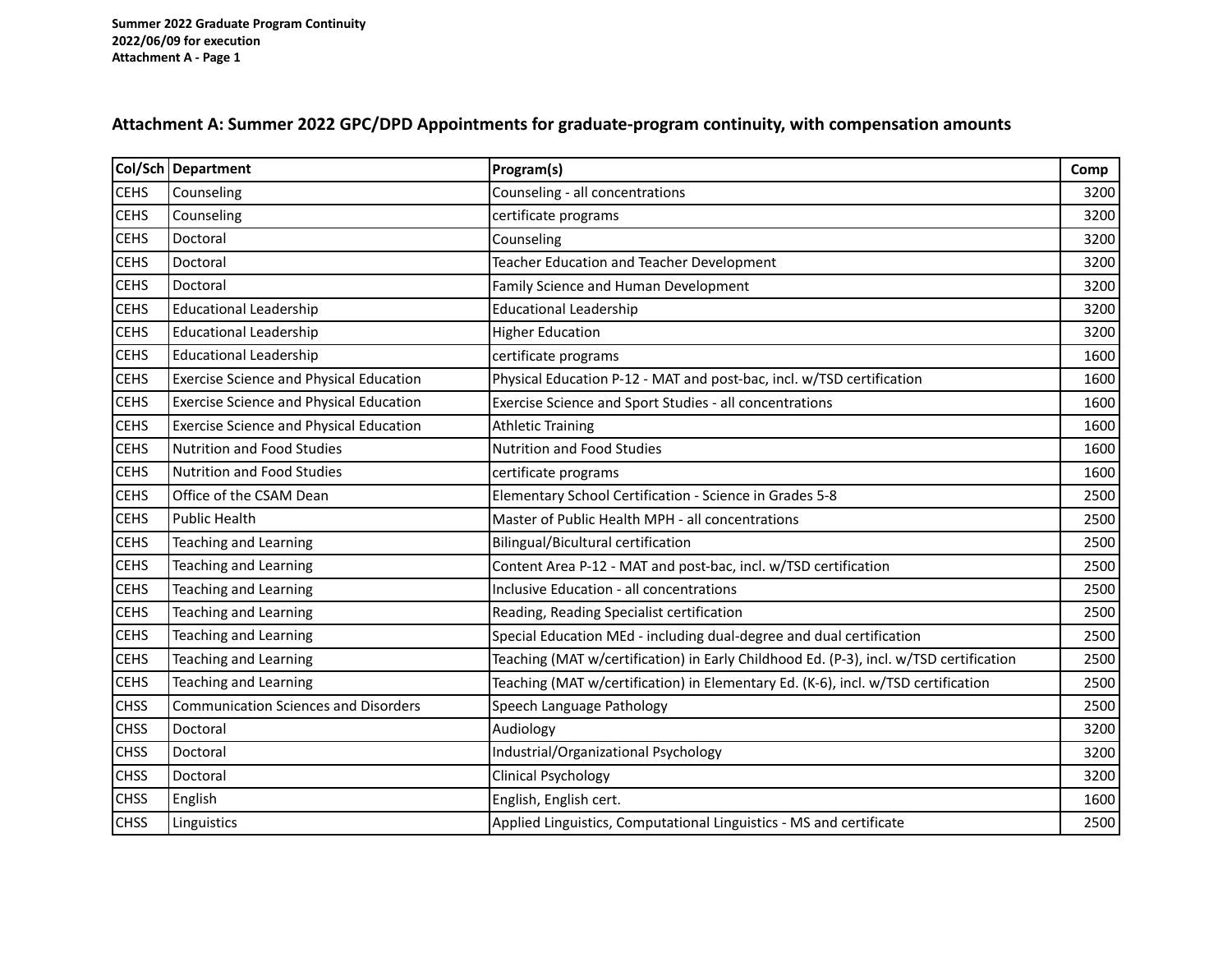Summer 2022 Graduate Program Continuity
2022/06/09 for execution
Attachment A - Page 1

## Attachment A: Summer 2022 GPC/DPD Appointments for graduate-program continuity, with compensation amounts

| Col/Sch | Department | Program(s) | Comp |
|---|---|---|---|
| CEHS | Counseling | Counseling - all concentrations | 3200 |
| CEHS | Counseling | certificate programs | 3200 |
| CEHS | Doctoral | Counseling | 3200 |
| CEHS | Doctoral | Teacher Education and Teacher Development | 3200 |
| CEHS | Doctoral | Family Science and Human Development | 3200 |
| CEHS | Educational Leadership | Educational Leadership | 3200 |
| CEHS | Educational Leadership | Higher Education | 3200 |
| CEHS | Educational Leadership | certificate programs | 1600 |
| CEHS | Exercise Science and Physical Education | Physical Education P-12 - MAT and post-bac, incl. w/TSD certification | 1600 |
| CEHS | Exercise Science and Physical Education | Exercise Science and Sport Studies - all concentrations | 1600 |
| CEHS | Exercise Science and Physical Education | Athletic Training | 1600 |
| CEHS | Nutrition and Food Studies | Nutrition and Food Studies | 1600 |
| CEHS | Nutrition and Food Studies | certificate programs | 1600 |
| CEHS | Office of the CSAM Dean | Elementary School Certification - Science in Grades 5-8 | 2500 |
| CEHS | Public Health | Master of Public Health MPH - all concentrations | 2500 |
| CEHS | Teaching and Learning | Bilingual/Bicultural certification | 2500 |
| CEHS | Teaching and Learning | Content Area P-12 - MAT and post-bac, incl. w/TSD certification | 2500 |
| CEHS | Teaching and Learning | Inclusive Education - all concentrations | 2500 |
| CEHS | Teaching and Learning | Reading, Reading Specialist certification | 2500 |
| CEHS | Teaching and Learning | Special Education MEd - including dual-degree and dual certification | 2500 |
| CEHS | Teaching and Learning | Teaching (MAT w/certification) in Early Childhood Ed. (P-3), incl. w/TSD certification | 2500 |
| CEHS | Teaching and Learning | Teaching (MAT w/certification) in Elementary Ed. (K-6), incl. w/TSD certification | 2500 |
| CHSS | Communication Sciences and Disorders | Speech Language Pathology | 2500 |
| CHSS | Doctoral | Audiology | 3200 |
| CHSS | Doctoral | Industrial/Organizational Psychology | 3200 |
| CHSS | Doctoral | Clinical Psychology | 3200 |
| CHSS | English | English, English cert. | 1600 |
| CHSS | Linguistics | Applied Linguistics, Computational Linguistics - MS and certificate | 2500 |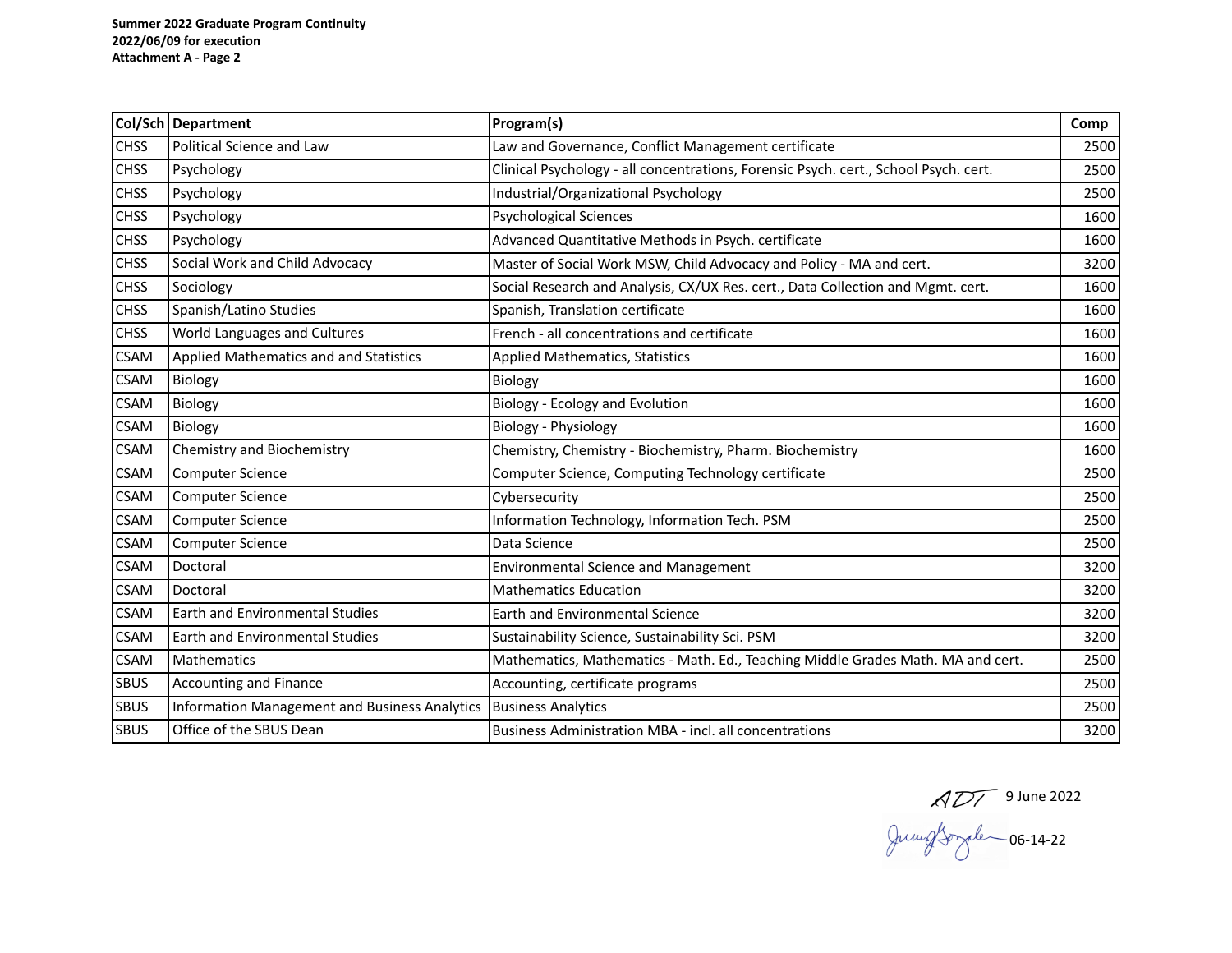**Summer 2022 Graduate Program Continuity**
**2022/06/09 for execution**
**Attachment A - Page 2**

| Col/Sch | Department | Program(s) | Comp |
|---|---|---|---|
| CHSS | Political Science and Law | Law and Governance, Conflict Management certificate | 2500 |
| CHSS | Psychology | Clinical Psychology - all concentrations, Forensic Psych. cert., School Psych. cert. | 2500 |
| CHSS | Psychology | Industrial/Organizational Psychology | 2500 |
| CHSS | Psychology | Psychological Sciences | 1600 |
| CHSS | Psychology | Advanced Quantitative Methods in Psych. certificate | 1600 |
| CHSS | Social Work and Child Advocacy | Master of Social Work MSW, Child Advocacy and Policy - MA and cert. | 3200 |
| CHSS | Sociology | Social Research and Analysis, CX/UX Res. cert., Data Collection and Mgmt. cert. | 1600 |
| CHSS | Spanish/Latino Studies | Spanish, Translation certificate | 1600 |
| CHSS | World Languages and Cultures | French - all concentrations and certificate | 1600 |
| CSAM | Applied Mathematics and and Statistics | Applied Mathematics, Statistics | 1600 |
| CSAM | Biology | Biology | 1600 |
| CSAM | Biology | Biology - Ecology and Evolution | 1600 |
| CSAM | Biology | Biology - Physiology | 1600 |
| CSAM | Chemistry and Biochemistry | Chemistry, Chemistry - Biochemistry, Pharm. Biochemistry | 1600 |
| CSAM | Computer Science | Computer Science, Computing Technology certificate | 2500 |
| CSAM | Computer Science | Cybersecurity | 2500 |
| CSAM | Computer Science | Information Technology, Information Tech. PSM | 2500 |
| CSAM | Computer Science | Data Science | 2500 |
| CSAM | Doctoral | Environmental Science and Management | 3200 |
| CSAM | Doctoral | Mathematics Education | 3200 |
| CSAM | Earth and Environmental Studies | Earth and Environmental Science | 3200 |
| CSAM | Earth and Environmental Studies | Sustainability Science, Sustainability Sci. PSM | 3200 |
| CSAM | Mathematics | Mathematics, Mathematics - Math. Ed., Teaching Middle Grades Math. MA and cert. | 2500 |
| SBUS | Accounting and Finance | Accounting, certificate programs | 2500 |
| SBUS | Information Management and Business Analytics | Business Analytics | 2500 |
| SBUS | Office of the SBUS Dean | Business Administration MBA - incl. all concentrations | 3200 |

ADT 9 June 2022

06-14-22